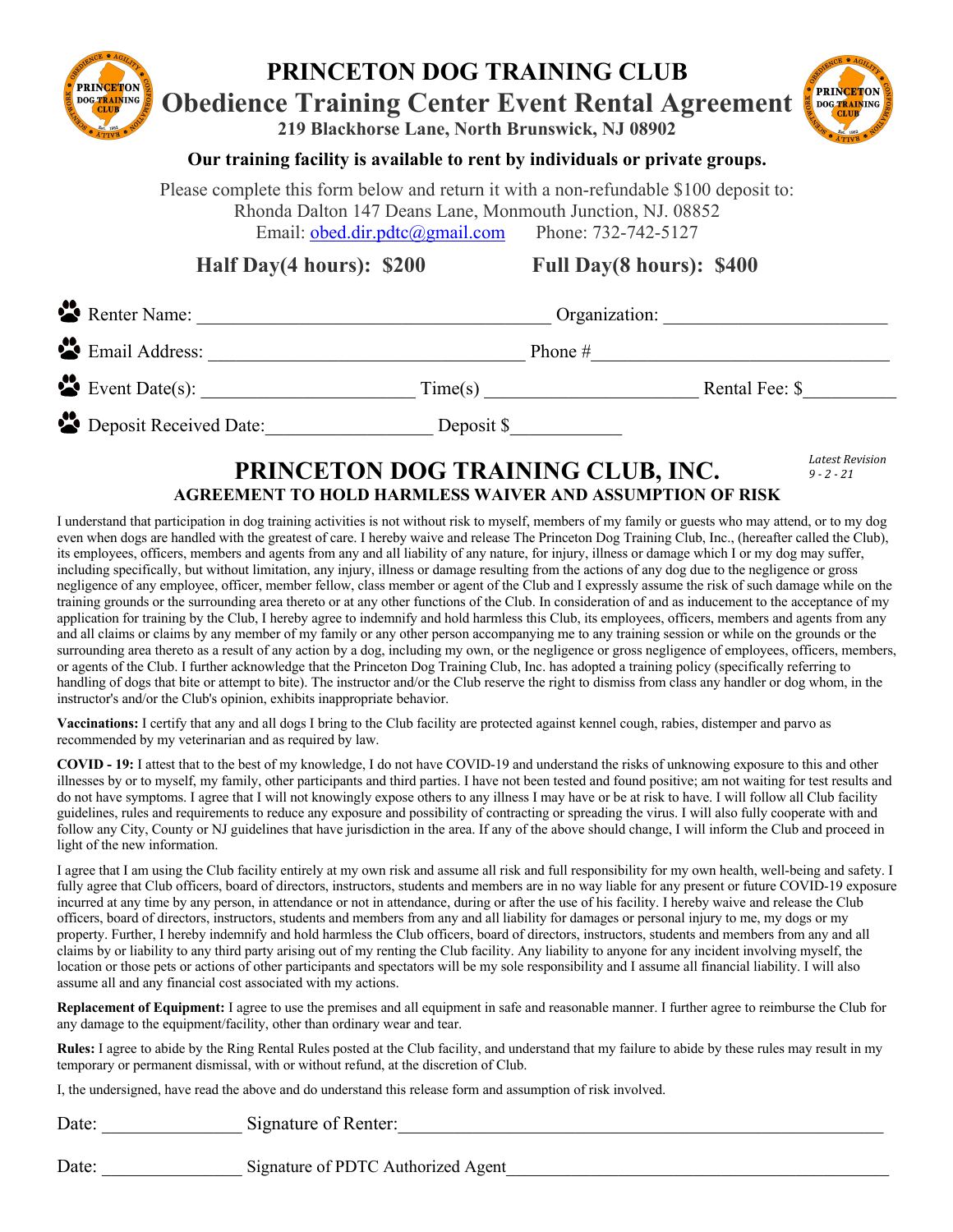# PRINCETON DOG TRAINING CLUB

## Obedience Training Center Event Rental Agreement

**219 Blackhorse Lane, North Brunswick, NJ 08902**

**Our training facility is available to rent by individuals or private groups.**

Please complete this form below and return it with a non-refundable $100 deposit to:
Rhonda Dalton 147 Deans Lane, Monmouth Junction, NJ. 08852
Email: obed.dir.pdtc@gmail.com Phone: 732-742-5127

**Half Day(4 hours): $200** **Full Day(8 hours): $400**

- Renter Name: ______________________________ Organization: ____________________
- Email Address: ____________________________ Phone # ___________________________
- Event Date(s): ____________________ Time(s) ____________________ Rental Fee: $_________
- Deposit Received Date:_______________ Deposit $__________

*Latest Revision 9 - 2 - 21*

## PRINCETON DOG TRAINING CLUB, INC.

### AGREEMENT TO HOLD HARMLESS WAIVER AND ASSUMPTION OF RISK

I understand that participation in dog training activities is not without risk to myself, members of my family or guests who may attend, or to my dog even when dogs are handled with the greatest of care. I hereby waive and release The Princeton Dog Training Club, Inc., (hereafter called the Club), its employees, officers, members and agents from any and all liability of any nature, for injury, illness or damage which I or my dog may suffer, including specifically, but without limitation, any injury, illness or damage resulting from the actions of any dog due to the negligence or gross negligence of any employee, officer, member fellow, class member or agent of the Club and I expressly assume the risk of such damage while on the training grounds or the surrounding area thereto or at any other functions of the Club. In consideration of and as inducement to the acceptance of my application for training by the Club, I hereby agree to indemnify and hold harmless this Club, its employees, officers, members and agents from any and all claims or claims by any member of my family or any other person accompanying me to any training session or while on the grounds or the surrounding area thereto as a result of any action by a dog, including my own, or the negligence or gross negligence of employees, officers, members, or agents of the Club. I further acknowledge that the Princeton Dog Training Club, Inc. has adopted a training policy (specifically referring to handling of dogs that bite or attempt to bite). The instructor and/or the Club reserve the right to dismiss from class any handler or dog whom, in the instructor's and/or the Club's opinion, exhibits inappropriate behavior.

**Vaccinations:** I certify that any and all dogs I bring to the Club facility are protected against kennel cough, rabies, distemper and parvo as recommended by my veterinarian and as required by law.

**COVID - 19:** I attest that to the best of my knowledge, I do not have COVID-19 and understand the risks of unknowing exposure to this and other illnesses by or to myself, my family, other participants and third parties. I have not been tested and found positive; am not waiting for test results and do not have symptoms. I agree that I will not knowingly expose others to any illness I may have or be at risk to have. I will follow all Club facility guidelines, rules and requirements to reduce any exposure and possibility of contracting or spreading the virus. I will also fully cooperate with and follow any City, County or NJ guidelines that have jurisdiction in the area. If any of the above should change, I will inform the Club and proceed in light of the new information.

I agree that I am using the Club facility entirely at my own risk and assume all risk and full responsibility for my own health, well-being and safety. I fully agree that Club officers, board of directors, instructors, students and members are in no way liable for any present or future COVID-19 exposure incurred at any time by any person, in attendance or not in attendance, during or after the use of his facility. I hereby waive and release the Club officers, board of directors, instructors, students and members from any and all liability for damages or personal injury to me, my dogs or my property. Further, I hereby indemnify and hold harmless the Club officers, board of directors, instructors, students and members from any and all claims by or liability to any third party arising out of my renting the Club facility. Any liability to anyone for any incident involving myself, the location or those pets or actions of other participants and spectators will be my sole responsibility and I assume all financial liability. I will also assume all and any financial cost associated with my actions.

**Replacement of Equipment:** I agree to use the premises and all equipment in safe and reasonable manner. I further agree to reimburse the Club for any damage to the equipment/facility, other than ordinary wear and tear.

**Rules:** I agree to abide by the Ring Rental Rules posted at the Club facility, and understand that my failure to abide by these rules may result in my temporary or permanent dismissal, with or without refund, at the discretion of Club.

I, the undersigned, have read the above and do understand this release form and assumption of risk involved.

Date: _______________ Signature of Renter:_____________________________________________

Date: _______________ Signature of PDTC Authorized Agent_________________________________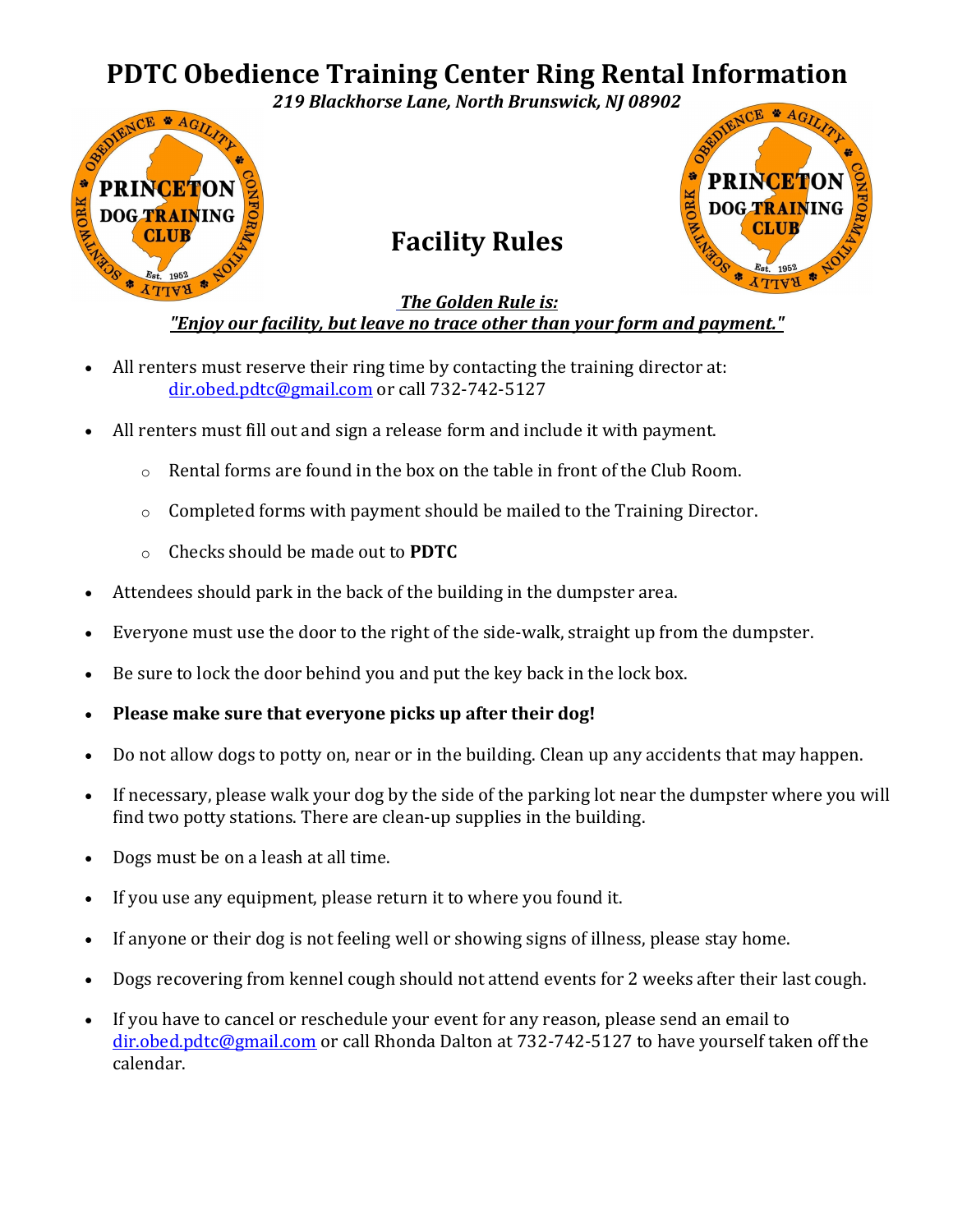# PDTC Obedience Training Center Ring Rental Information

***219 Blackhorse Lane, North Brunswick, NJ 08902***

## Facility Rules

***The Golden Rule is:***
***"Enjoy our facility, but leave no trace other than your form and payment."***

- All renters must reserve their ring time by contacting the training director at: dir.obed.pdtc@gmail.com or call 732-742-5127
- All renters must fill out and sign a release form and include it with payment.
  - Rental forms are found in the box on the table in front of the Club Room.
  - Completed forms with payment should be mailed to the Training Director.
  - Checks should be made out to **PDTC**
- Attendees should park in the back of the building in the dumpster area.
- Everyone must use the door to the right of the side-walk, straight up from the dumpster.
- Be sure to lock the door behind you and put the key back in the lock box.
- **Please make sure that everyone picks up after their dog!**
- Do not allow dogs to potty on, near or in the building. Clean up any accidents that may happen.
- If necessary, please walk your dog by the side of the parking lot near the dumpster where you will find two potty stations. There are clean-up supplies in the building.
- Dogs must be on a leash at all time.
- If you use any equipment, please return it to where you found it.
- If anyone or their dog is not feeling well or showing signs of illness, please stay home.
- Dogs recovering from kennel cough should not attend events for 2 weeks after their last cough.
- If you have to cancel or reschedule your event for any reason, please send an email to dir.obed.pdtc@gmail.com or call Rhonda Dalton at 732-742-5127 to have yourself taken off the calendar.